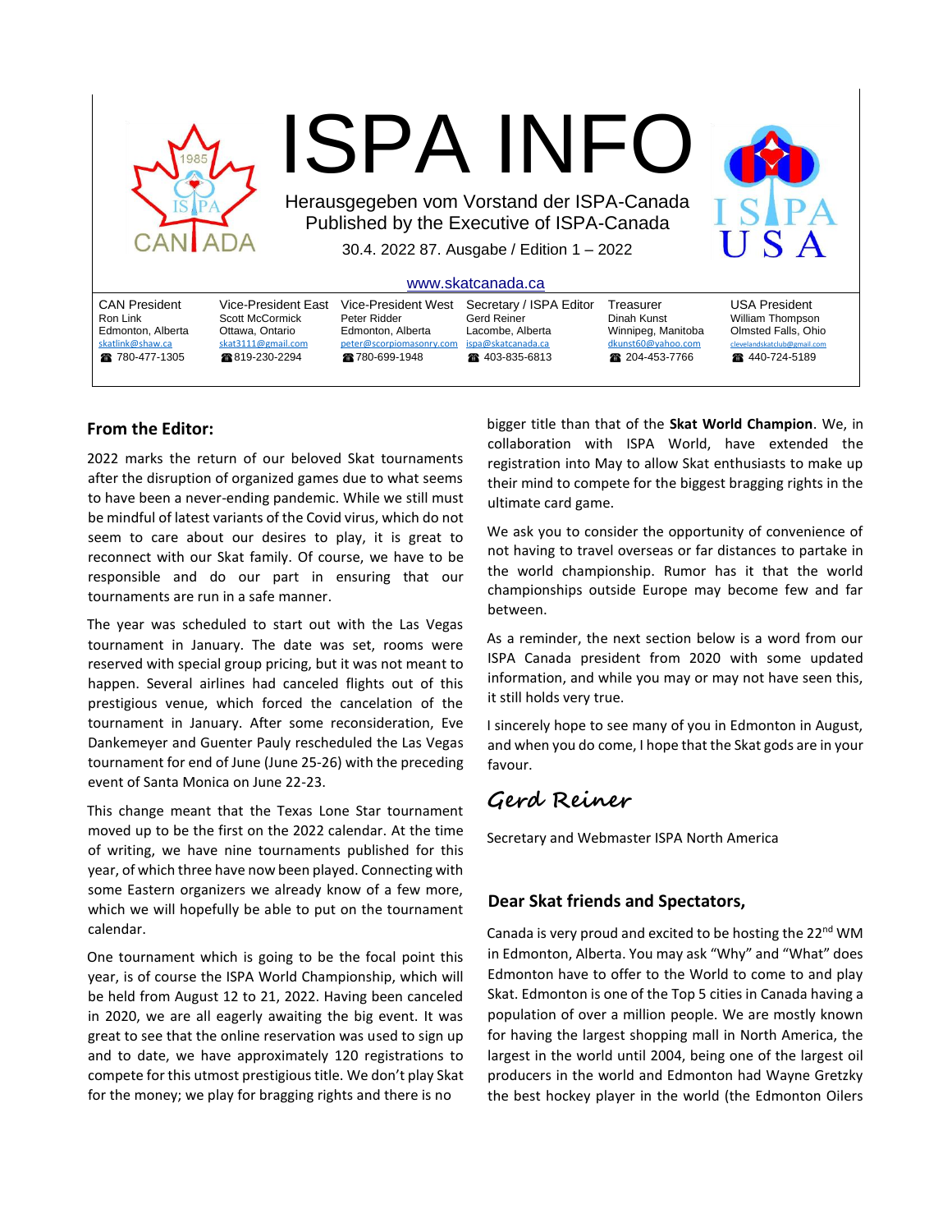# ISPA INFO

Herausgegeben vom Vorstand der ISPA-Canada
Published by the Executive of ISPA-Canada

30.4. 2022 87. Ausgabe / Edition 1 – 2022

www.skatcanada.ca

| CAN President | Vice-President East | Vice-President West | Secretary / ISPA Editor | Treasurer | USA President |
|---|---|---|---|---|---|
| Ron Link | Scott McCormick | Peter Ridder | Gerd Reiner | Dinah Kunst | William Thompson |
| Edmonton, Alberta | Ottawa, Ontario | Edmonton, Alberta | Lacombe, Alberta | Winnipeg, Manitoba | Olmsted Falls, Ohio |
| skatlink@shaw.ca | skat3111@gmail.com | peter@scorpiomasonry.com | ispa@skatcanada.ca | dkunst60@yahoo.com | clevelandskatclub@gmail.com |
| ☎ 780-477-1305 | ☎ 819-230-2294 | ☎ 780-699-1948 | ☎ 403-835-6813 | ☎ 204-453-7766 | ☎ 440-724-5189 |

## From the Editor:

2022 marks the return of our beloved Skat tournaments after the disruption of organized games due to what seems to have been a never-ending pandemic. While we still must be mindful of latest variants of the Covid virus, which do not seem to care about our desires to play, it is great to reconnect with our Skat family. Of course, we have to be responsible and do our part in ensuring that our tournaments are run in a safe manner.

The year was scheduled to start out with the Las Vegas tournament in January. The date was set, rooms were reserved with special group pricing, but it was not meant to happen. Several airlines had canceled flights out of this prestigious venue, which forced the cancelation of the tournament in January. After some reconsideration, Eve Dankemeyer and Guenter Pauly rescheduled the Las Vegas tournament for end of June (June 25-26) with the preceding event of Santa Monica on June 22-23.

This change meant that the Texas Lone Star tournament moved up to be the first on the 2022 calendar. At the time of writing, we have nine tournaments published for this year, of which three have now been played. Connecting with some Eastern organizers we already know of a few more, which we will hopefully be able to put on the tournament calendar.

One tournament which is going to be the focal point this year, is of course the ISPA World Championship, which will be held from August 12 to 21, 2022. Having been canceled in 2020, we are all eagerly awaiting the big event. It was great to see that the online reservation was used to sign up and to date, we have approximately 120 registrations to compete for this utmost prestigious title. We don't play Skat for the money; we play for bragging rights and there is no bigger title than that of the **Skat World Champion**. We, in collaboration with ISPA World, have extended the registration into May to allow Skat enthusiasts to make up their mind to compete for the biggest bragging rights in the ultimate card game.

We ask you to consider the opportunity of convenience of not having to travel overseas or far distances to partake in the world championship. Rumor has it that the world championships outside Europe may become few and far between.

As a reminder, the next section below is a word from our ISPA Canada president from 2020 with some updated information, and while you may or may not have seen this, it still holds very true.

I sincerely hope to see many of you in Edmonton in August, and when you do come, I hope that the Skat gods are in your favour.

*Gerd Reiner*

Secretary and Webmaster ISPA North America

### Dear Skat friends and Spectators,

Canada is very proud and excited to be hosting the 22nd WM in Edmonton, Alberta. You may ask "Why" and "What" does Edmonton have to offer to the World to come to and play Skat. Edmonton is one of the Top 5 cities in Canada having a population of over a million people. We are mostly known for having the largest shopping mall in North America, the largest in the world until 2004, being one of the largest oil producers in the world and Edmonton had Wayne Gretzky the best hockey player in the world (the Edmonton Oilers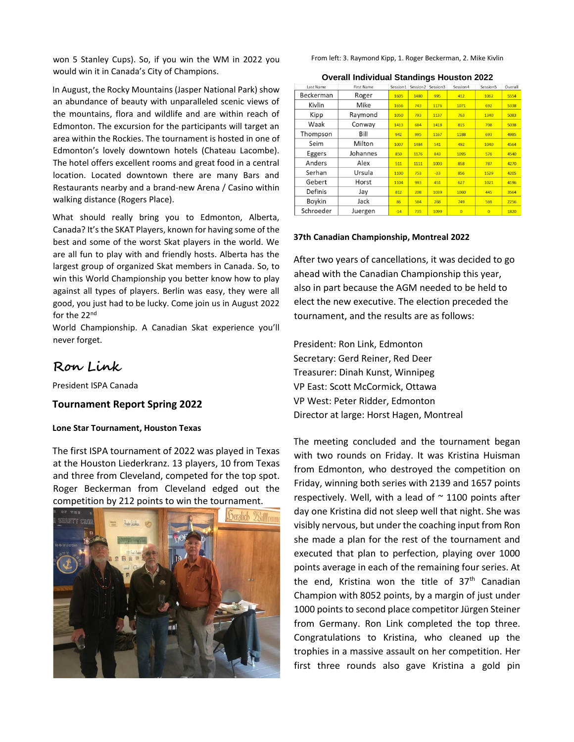won 5 Stanley Cups). So, if you win the WM in 2022 you would win it in Canada's City of Champions.

In August, the Rocky Mountains (Jasper National Park) show an abundance of beauty with unparalleled scenic views of the mountains, flora and wildlife and are within reach of Edmonton. The excursion for the participants will target an area within the Rockies. The tournament is hosted in one of Edmonton's lovely downtown hotels (Chateau Lacombe). The hotel offers excellent rooms and great food in a central location. Located downtown there are many Bars and Restaurants nearby and a brand-new Arena / Casino within walking distance (Rogers Place).

What should really bring you to Edmonton, Alberta, Canada? It's the SKAT Players, known for having some of the best and some of the worst Skat players in the world. We are all fun to play with and friendly hosts. Alberta has the largest group of organized Skat members in Canada. So, to win this World Championship you better know how to play against all types of players. Berlin was easy, they were all good, you just had to be lucky. Come join us in August 2022 for the 22nd World Championship. A Canadian Skat experience you'll never forget.

**Ron Link**

President ISPA Canada

## Tournament Report Spring 2022

#### Lone Star Tournament, Houston Texas

The first ISPA tournament of 2022 was played in Texas at the Houston Liederkranz. 13 players, 10 from Texas and three from Cleveland, competed for the top spot. Roger Beckerman from Cleveland edged out the competition by 212 points to win the tournament.

From left: 3. Raymond Kipp, 1. Roger Beckerman, 2. Mike Kivlin

**Overall Individual Standings Houston 2022**

| Last Name | First Name | Session1 | Session2 | Session3 | Session4 | Session5 | Overall |
|---|---|---|---|---|---|---|---|
| Beckerman | Roger | 1605 | 1480 | 995 | 412 | 1062 | 5554 |
| Kivlin | Mike | 1656 | 743 | 1176 | 1071 | 692 | 5338 |
| Kipp | Raymond | 1050 | 793 | 1137 | 763 | 1340 | 5083 |
| Waak | Conway | 1413 | 684 | 1418 | 815 | 708 | 5038 |
| Thompson | Bill | 942 | 995 | 1167 | 1188 | 693 | 4985 |
| Seim | Milton | 1007 | 1484 | 541 | 492 | 1040 | 4564 |
| Eggers | Johannes | 850 | 1176 | 843 | 1095 | 576 | 4540 |
| Anders | Alex | 511 | 1111 | 1003 | 858 | 787 | 4270 |
| Serhan | Ursula | 1100 | 753 | -33 | 856 | 1529 | 4205 |
| Gebert | Horst | 1104 | 993 | 451 | 627 | 1021 | 4196 |
| Definis | Jay | 812 | 208 | 1039 | 1060 | 445 | 3564 |
| Boykin | Jack | 86 | 584 | 268 | 749 | 569 | 2256 |
| Schroeder | Juergen | -14 | 735 | 1099 | 0 | 0 | 1820 |

#### 37th Canadian Championship, Montreal 2022

After two years of cancellations, it was decided to go ahead with the Canadian Championship this year, also in part because the AGM needed to be held to elect the new executive. The election preceded the tournament, and the results are as follows:

President: Ron Link, Edmonton
Secretary: Gerd Reiner, Red Deer
Treasurer: Dinah Kunst, Winnipeg
VP East: Scott McCormick, Ottawa
VP West: Peter Ridder, Edmonton
Director at large: Horst Hagen, Montreal

The meeting concluded and the tournament began with two rounds on Friday. It was Kristina Huisman from Edmonton, who destroyed the competition on Friday, winning both series with 2139 and 1657 points respectively. Well, with a lead of ~ 1100 points after day one Kristina did not sleep well that night. She was visibly nervous, but under the coaching input from Ron she made a plan for the rest of the tournament and executed that plan to perfection, playing over 1000 points average in each of the remaining four series. At the end, Kristina won the title of 37th Canadian Champion with 8052 points, by a margin of just under 1000 points to second place competitor Jürgen Steiner from Germany. Ron Link completed the top three. Congratulations to Kristina, who cleaned up the trophies in a massive assault on her competition. Her first three rounds also gave Kristina a gold pin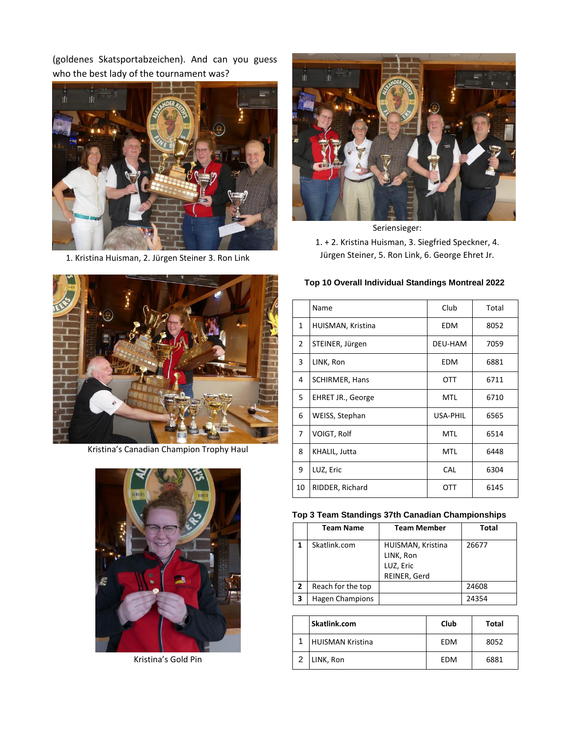(goldenes Skatsportabzeichen). And can you guess who the best lady of the tournament was?

1. Kristina Huisman, 2. Jürgen Steiner 3. Ron Link

Seriensieger:
1. + 2. Kristina Huisman, 3. Siegfried Speckner, 4. Jürgen Steiner, 5. Ron Link, 6. George Ehret Jr.

Kristina's Canadian Champion Trophy Haul

Kristina's Gold Pin

**Top 10 Overall Individual Standings Montreal 2022**

| | Name | Club | Total |
|---|---|---|---|
| 1 | HUISMAN, Kristina | EDM | 8052 |
| 2 | STEINER, Jürgen | DEU-HAM | 7059 |
| 3 | LINK, Ron | EDM | 6881 |
| 4 | SCHIRMER, Hans | OTT | 6711 |
| 5 | EHRET JR., George | MTL | 6710 |
| 6 | WEISS, Stephan | USA-PHIL | 6565 |
| 7 | VOIGT, Rolf | MTL | 6514 |
| 8 | KHALIL, Jutta | MTL | 6448 |
| 9 | LUZ, Eric | CAL | 6304 |
| 10 | RIDDER, Richard | OTT | 6145 |

**Top 3 Team Standings 37th Canadian Championships**

| | Team Name | Team Member | Total |
|---|---|---|---|
| **1** | Skatlink.com | HUISMAN, Kristina<br>LINK, Ron<br>LUZ, Eric<br>REINER, Gerd | 26677 |
| **2** | Reach for the top | | 24608 |
| **3** | Hagen Champions | | 24354 |

| | **Skatlink.com** | **Club** | **Total** |
|---|---|---|---|
| 1 | HUISMAN Kristina | EDM | 8052 |
| 2 | LINK, Ron | EDM | 6881 |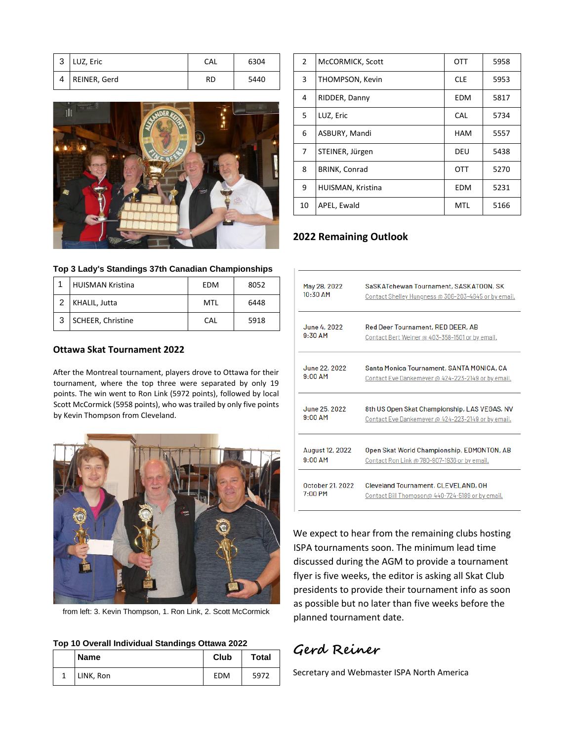| | | | |
|---|---|---|---|
| 3 | LUZ, Eric | CAL | 6304 |
| 4 | REINER, Gerd | RD | 5440 |

### Top 3 Lady's Standings 37th Canadian Championships

| | | | |
|---|---|---|---|
| 1 | HUISMAN Kristina | EDM | 8052 |
| 2 | KHALIL, Jutta | MTL | 6448 |
| 3 | SCHEER, Christine | CAL | 5918 |

### Ottawa Skat Tournament 2022

After the Montreal tournament, players drove to Ottawa for their tournament, where the top three were separated by only 19 points. The win went to Ron Link (5972 points), followed by local Scott McCormick (5958 points), who was trailed by only five points by Kevin Thompson from Cleveland.

from left: 3. Kevin Thompson, 1. Ron Link, 2. Scott McCormick

### Top 10 Overall Individual Standings Ottawa 2022

| | Name | Club | Total |
|---|---|---|---|
| 1 | LINK, Ron | EDM | 5972 |
| 2 | McCORMICK, Scott | OTT | 5958 |
| 3 | THOMPSON, Kevin | CLE | 5953 |
| 4 | RIDDER, Danny | EDM | 5817 |
| 5 | LUZ, Eric | CAL | 5734 |
| 6 | ASBURY, Mandi | HAM | 5557 |
| 7 | STEINER, Jürgen | DEU | 5438 |
| 8 | BRINK, Conrad | OTT | 5270 |
| 9 | HUISMAN, Kristina | EDM | 5231 |
| 10 | APEL, Ewald | MTL | 5166 |

### 2022 Remaining Outlook

| | |
|---|---|
| May 28, 2022 10:30 AM | SaSKATchewan Tournament, SASKATOON, SK<br>Contact Shelley Hungness @ 306-203-4645 or by email. |
| June 4, 2022 9:30 AM | Red Deer Tournament, RED DEER, AB<br>Contact Bert Welner @ 403-358-1501 or by email. |
| June 22, 2022 9:00 AM | Santa Monica Tournament, SANTA MONICA, CA<br>Contact Eve Dankemeyer @ 424-223-2149 or by email. |
| June 25, 2022 9:00 AM | 8th US Open Skat Championship, LAS VEGAS, NV<br>Contact Eve Dankemeyer @ 424-223-2149 or by email. |
| August 12, 2022 9:00 AM | Open Skat World Championship, EDMONTON, AB<br>Contact Ron Link @ 780-907-1938 or by email. |
| October 21, 2022 7:00 PM | Cleveland Tournament, CLEVELAND, OH<br>Contact Bill Thompson@ 440-724-5189 or by email. |

We expect to hear from the remaining clubs hosting ISPA tournaments soon. The minimum lead time discussed during the AGM to provide a tournament flyer is five weeks, the editor is asking all Skat Club presidents to provide their tournament info as soon as possible but no later than five weeks before the planned tournament date.

*Gerd Reiner*

Secretary and Webmaster ISPA North America